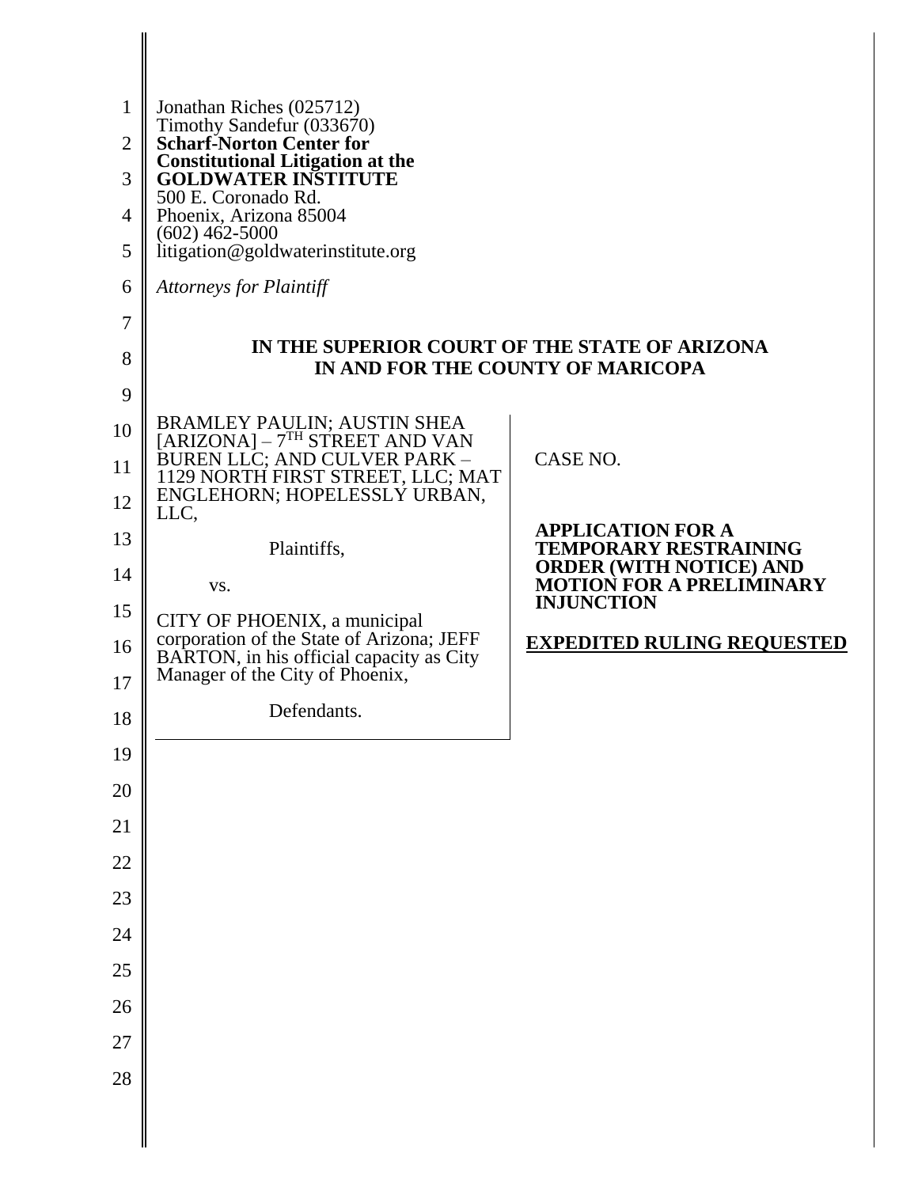Jonathan Riches (025712)
Timothy Sandefur (033670)
**Scharf-Norton Center for Constitutional Litigation at the GOLDWATER INSTITUTE**
500 E. Coronado Rd.
Phoenix, Arizona 85004
(602) 462-5000
litigation@goldwaterinstitute.org

*Attorneys for Plaintiff*

**IN THE SUPERIOR COURT OF THE STATE OF ARIZONA**
**IN AND FOR THE COUNTY OF MARICOPA**

BRAMLEY PAULIN; AUSTIN SHEA [ARIZONA] – 7TH STREET AND VAN BUREN LLC; AND CULVER PARK – 1129 NORTH FIRST STREET, LLC; MAT ENGLEHORN; HOPELESSLY URBAN, LLC,

Plaintiffs,

vs.

CITY OF PHOENIX, a municipal corporation of the State of Arizona; JEFF BARTON, in his official capacity as City Manager of the City of Phoenix,

Defendants.

CASE NO.

**APPLICATION FOR A TEMPORARY RESTRAINING ORDER (WITH NOTICE) AND MOTION FOR A PRELIMINARY INJUNCTION**

**EXPEDITED RULING REQUESTED**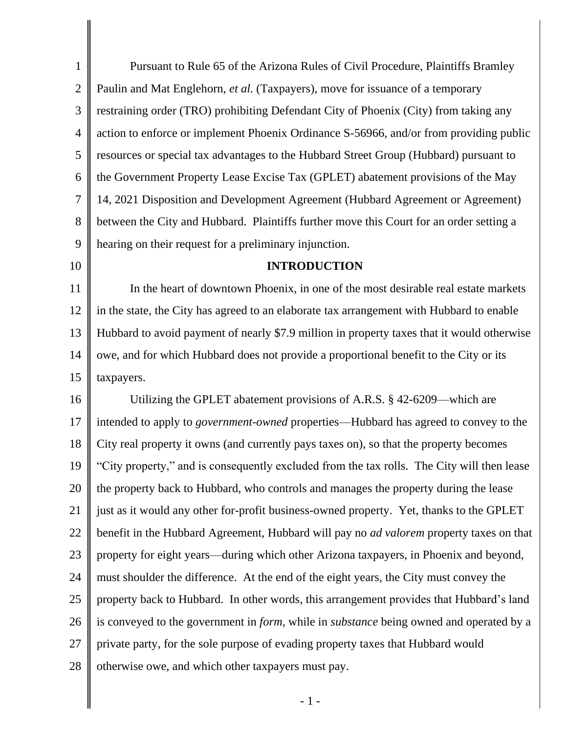Pursuant to Rule 65 of the Arizona Rules of Civil Procedure, Plaintiffs Bramley Paulin and Mat Englehorn, *et al.* (Taxpayers), move for issuance of a temporary restraining order (TRO) prohibiting Defendant City of Phoenix (City) from taking any action to enforce or implement Phoenix Ordinance S-56966, and/or from providing public resources or special tax advantages to the Hubbard Street Group (Hubbard) pursuant to the Government Property Lease Excise Tax (GPLET) abatement provisions of the May 14, 2021 Disposition and Development Agreement (Hubbard Agreement or Agreement) between the City and Hubbard. Plaintiffs further move this Court for an order setting a hearing on their request for a preliminary injunction.

## INTRODUCTION

In the heart of downtown Phoenix, in one of the most desirable real estate markets in the state, the City has agreed to an elaborate tax arrangement with Hubbard to enable Hubbard to avoid payment of nearly $7.9 million in property taxes that it would otherwise owe, and for which Hubbard does not provide a proportional benefit to the City or its taxpayers.

Utilizing the GPLET abatement provisions of A.R.S. § 42-6209—which are intended to apply to *government-owned* properties—Hubbard has agreed to convey to the City real property it owns (and currently pays taxes on), so that the property becomes "City property," and is consequently excluded from the tax rolls. The City will then lease the property back to Hubbard, who controls and manages the property during the lease just as it would any other for-profit business-owned property. Yet, thanks to the GPLET benefit in the Hubbard Agreement, Hubbard will pay no *ad valorem* property taxes on that property for eight years—during which other Arizona taxpayers, in Phoenix and beyond, must shoulder the difference. At the end of the eight years, the City must convey the property back to Hubbard. In other words, this arrangement provides that Hubbard's land is conveyed to the government in *form*, while in *substance* being owned and operated by a private party, for the sole purpose of evading property taxes that Hubbard would otherwise owe, and which other taxpayers must pay.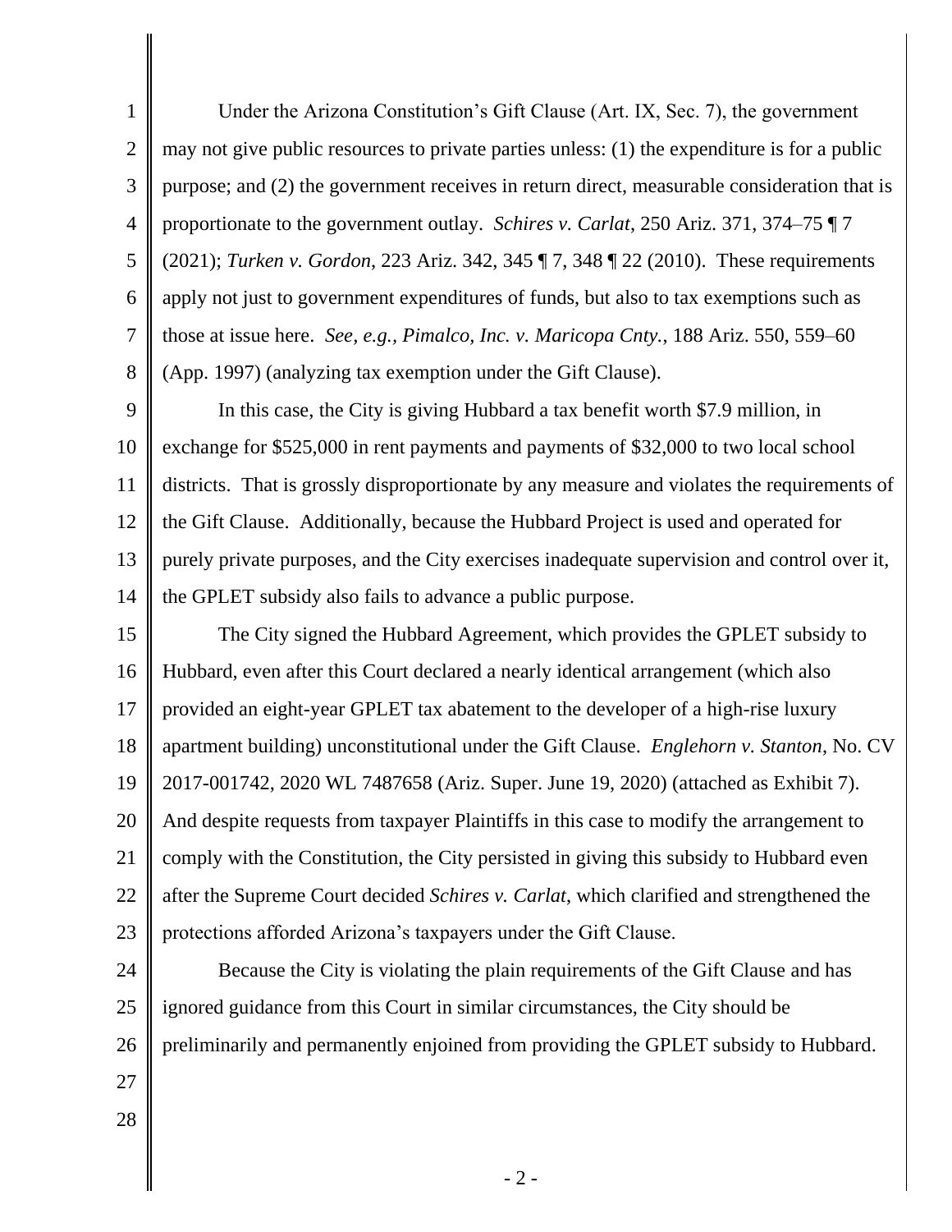Under the Arizona Constitution's Gift Clause (Art. IX, Sec. 7), the government may not give public resources to private parties unless: (1) the expenditure is for a public purpose; and (2) the government receives in return direct, measurable consideration that is proportionate to the government outlay. *Schires v. Carlat*, 250 Ariz. 371, 374–75 ¶ 7 (2021); *Turken v. Gordon*, 223 Ariz. 342, 345 ¶ 7, 348 ¶ 22 (2010). These requirements apply not just to government expenditures of funds, but also to tax exemptions such as those at issue here. *See, e.g., Pimalco, Inc. v. Maricopa Cnty.*, 188 Ariz. 550, 559–60 (App. 1997) (analyzing tax exemption under the Gift Clause).

In this case, the City is giving Hubbard a tax benefit worth $7.9 million, in exchange for $525,000 in rent payments and payments of $32,000 to two local school districts. That is grossly disproportionate by any measure and violates the requirements of the Gift Clause. Additionally, because the Hubbard Project is used and operated for purely private purposes, and the City exercises inadequate supervision and control over it, the GPLET subsidy also fails to advance a public purpose.

The City signed the Hubbard Agreement, which provides the GPLET subsidy to Hubbard, even after this Court declared a nearly identical arrangement (which also provided an eight-year GPLET tax abatement to the developer of a high-rise luxury apartment building) unconstitutional under the Gift Clause. *Englehorn v. Stanton*, No. CV 2017-001742, 2020 WL 7487658 (Ariz. Super. June 19, 2020) (attached as Exhibit 7). And despite requests from taxpayer Plaintiffs in this case to modify the arrangement to comply with the Constitution, the City persisted in giving this subsidy to Hubbard even after the Supreme Court decided *Schires v. Carlat*, which clarified and strengthened the protections afforded Arizona's taxpayers under the Gift Clause.

Because the City is violating the plain requirements of the Gift Clause and has ignored guidance from this Court in similar circumstances, the City should be preliminarily and permanently enjoined from providing the GPLET subsidy to Hubbard.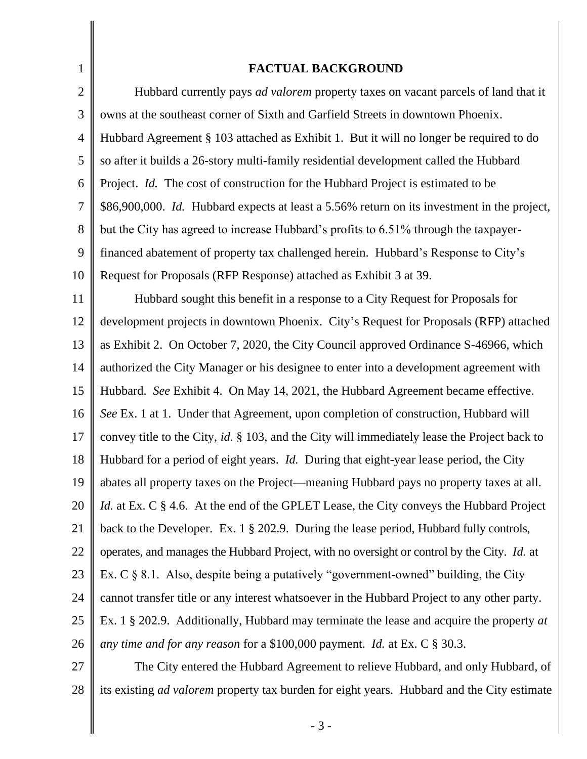## FACTUAL BACKGROUND

Hubbard currently pays *ad valorem* property taxes on vacant parcels of land that it owns at the southeast corner of Sixth and Garfield Streets in downtown Phoenix. Hubbard Agreement § 103 attached as Exhibit 1. But it will no longer be required to do so after it builds a 26-story multi-family residential development called the Hubbard Project. *Id.* The cost of construction for the Hubbard Project is estimated to be \$86,900,000. *Id.* Hubbard expects at least a 5.56% return on its investment in the project, but the City has agreed to increase Hubbard's profits to 6.51% through the taxpayer-financed abatement of property tax challenged herein. Hubbard's Response to City's Request for Proposals (RFP Response) attached as Exhibit 3 at 39.

Hubbard sought this benefit in a response to a City Request for Proposals for development projects in downtown Phoenix. City's Request for Proposals (RFP) attached as Exhibit 2. On October 7, 2020, the City Council approved Ordinance S-46966, which authorized the City Manager or his designee to enter into a development agreement with Hubbard. *See* Exhibit 4. On May 14, 2021, the Hubbard Agreement became effective. *See* Ex. 1 at 1. Under that Agreement, upon completion of construction, Hubbard will convey title to the City, *id.* § 103, and the City will immediately lease the Project back to Hubbard for a period of eight years. *Id.* During that eight-year lease period, the City abates all property taxes on the Project—meaning Hubbard pays no property taxes at all. *Id.* at Ex. C § 4.6. At the end of the GPLET Lease, the City conveys the Hubbard Project back to the Developer. Ex. 1 § 202.9. During the lease period, Hubbard fully controls, operates, and manages the Hubbard Project, with no oversight or control by the City. *Id.* at Ex. C § 8.1. Also, despite being a putatively "government-owned" building, the City cannot transfer title or any interest whatsoever in the Hubbard Project to any other party. Ex. 1 § 202.9. Additionally, Hubbard may terminate the lease and acquire the property *at any time and for any reason* for a \$100,000 payment. *Id.* at Ex. C § 30.3.

The City entered the Hubbard Agreement to relieve Hubbard, and only Hubbard, of its existing *ad valorem* property tax burden for eight years. Hubbard and the City estimate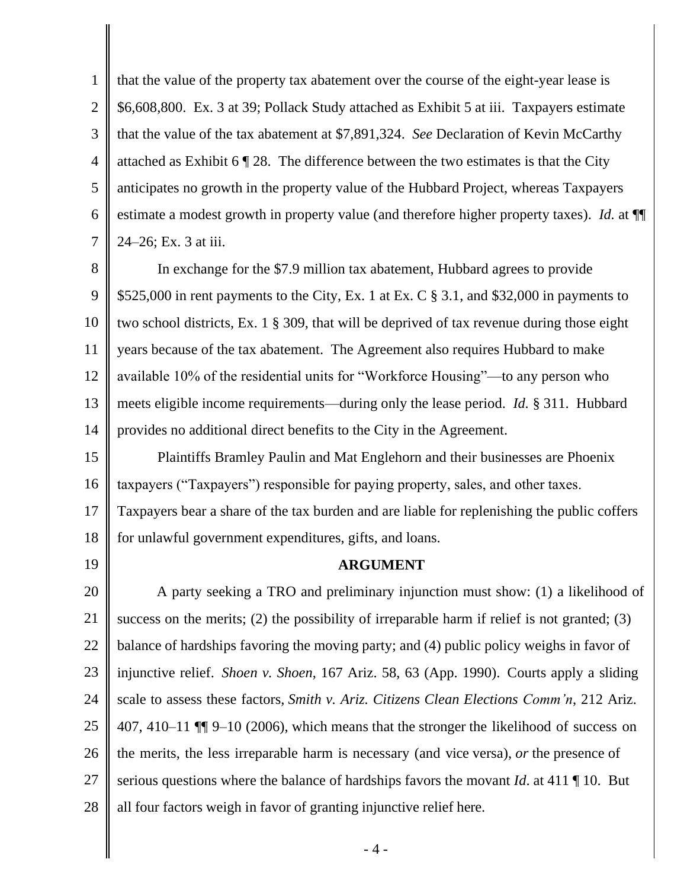that the value of the property tax abatement over the course of the eight-year lease is $6,608,800. Ex. 3 at 39; Pollack Study attached as Exhibit 5 at iii. Taxpayers estimate that the value of the tax abatement at $7,891,324. *See* Declaration of Kevin McCarthy attached as Exhibit 6 ¶ 28. The difference between the two estimates is that the City anticipates no growth in the property value of the Hubbard Project, whereas Taxpayers estimate a modest growth in property value (and therefore higher property taxes). *Id.* at ¶¶ 24–26; Ex. 3 at iii.

In exchange for the $7.9 million tax abatement, Hubbard agrees to provide $525,000 in rent payments to the City, Ex. 1 at Ex. C § 3.1, and $32,000 in payments to two school districts, Ex. 1 § 309, that will be deprived of tax revenue during those eight years because of the tax abatement. The Agreement also requires Hubbard to make available 10% of the residential units for "Workforce Housing"—to any person who meets eligible income requirements—during only the lease period. *Id.* § 311. Hubbard provides no additional direct benefits to the City in the Agreement.

Plaintiffs Bramley Paulin and Mat Englehorn and their businesses are Phoenix taxpayers ("Taxpayers") responsible for paying property, sales, and other taxes. Taxpayers bear a share of the tax burden and are liable for replenishing the public coffers for unlawful government expenditures, gifts, and loans.

## ARGUMENT

A party seeking a TRO and preliminary injunction must show: (1) a likelihood of success on the merits; (2) the possibility of irreparable harm if relief is not granted; (3) balance of hardships favoring the moving party; and (4) public policy weighs in favor of injunctive relief. *Shoen v. Shoen*, 167 Ariz. 58, 63 (App. 1990). Courts apply a sliding scale to assess these factors, *Smith v. Ariz. Citizens Clean Elections Comm'n*, 212 Ariz. 407, 410–11 ¶¶ 9–10 (2006), which means that the stronger the likelihood of success on the merits, the less irreparable harm is necessary (and vice versa), *or* the presence of serious questions where the balance of hardships favors the movant *Id*. at 411 ¶ 10. But all four factors weigh in favor of granting injunctive relief here.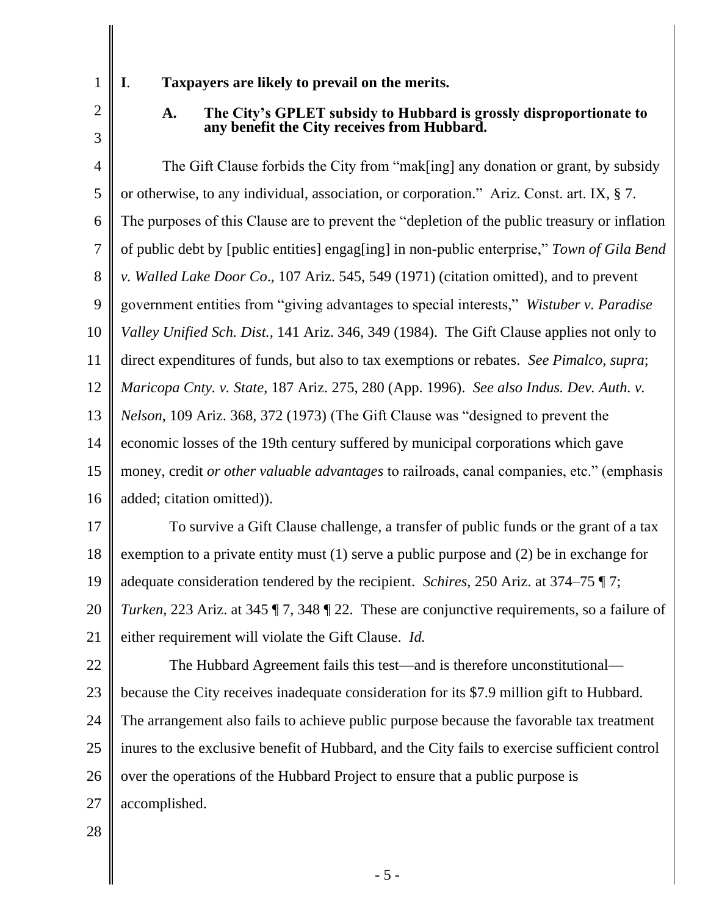## I. Taxpayers are likely to prevail on the merits.

### A. The City's GPLET subsidy to Hubbard is grossly disproportionate to any benefit the City receives from Hubbard.

The Gift Clause forbids the City from "mak[ing] any donation or grant, by subsidy or otherwise, to any individual, association, or corporation." Ariz. Const. art. IX, § 7. The purposes of this Clause are to prevent the "depletion of the public treasury or inflation of public debt by [public entities] engag[ing] in non-public enterprise," *Town of Gila Bend v. Walled Lake Door Co*., 107 Ariz. 545, 549 (1971) (citation omitted), and to prevent government entities from "giving advantages to special interests," *Wistuber v. Paradise Valley Unified Sch. Dist.*, 141 Ariz. 346, 349 (1984). The Gift Clause applies not only to direct expenditures of funds, but also to tax exemptions or rebates. *See Pimalco, supra*; *Maricopa Cnty. v. State*, 187 Ariz. 275, 280 (App. 1996). *See also Indus. Dev. Auth. v. Nelson*, 109 Ariz. 368, 372 (1973) (The Gift Clause was "designed to prevent the economic losses of the 19th century suffered by municipal corporations which gave money, credit *or other valuable advantages* to railroads, canal companies, etc." (emphasis added; citation omitted)).

To survive a Gift Clause challenge, a transfer of public funds or the grant of a tax exemption to a private entity must (1) serve a public purpose and (2) be in exchange for adequate consideration tendered by the recipient. *Schires*, 250 Ariz. at 374–75 ¶ 7; *Turken*, 223 Ariz. at 345 ¶ 7, 348 ¶ 22. These are conjunctive requirements, so a failure of either requirement will violate the Gift Clause. *Id.*

The Hubbard Agreement fails this test—and is therefore unconstitutional—because the City receives inadequate consideration for its $7.9 million gift to Hubbard. The arrangement also fails to achieve public purpose because the favorable tax treatment inures to the exclusive benefit of Hubbard, and the City fails to exercise sufficient control over the operations of the Hubbard Project to ensure that a public purpose is accomplished.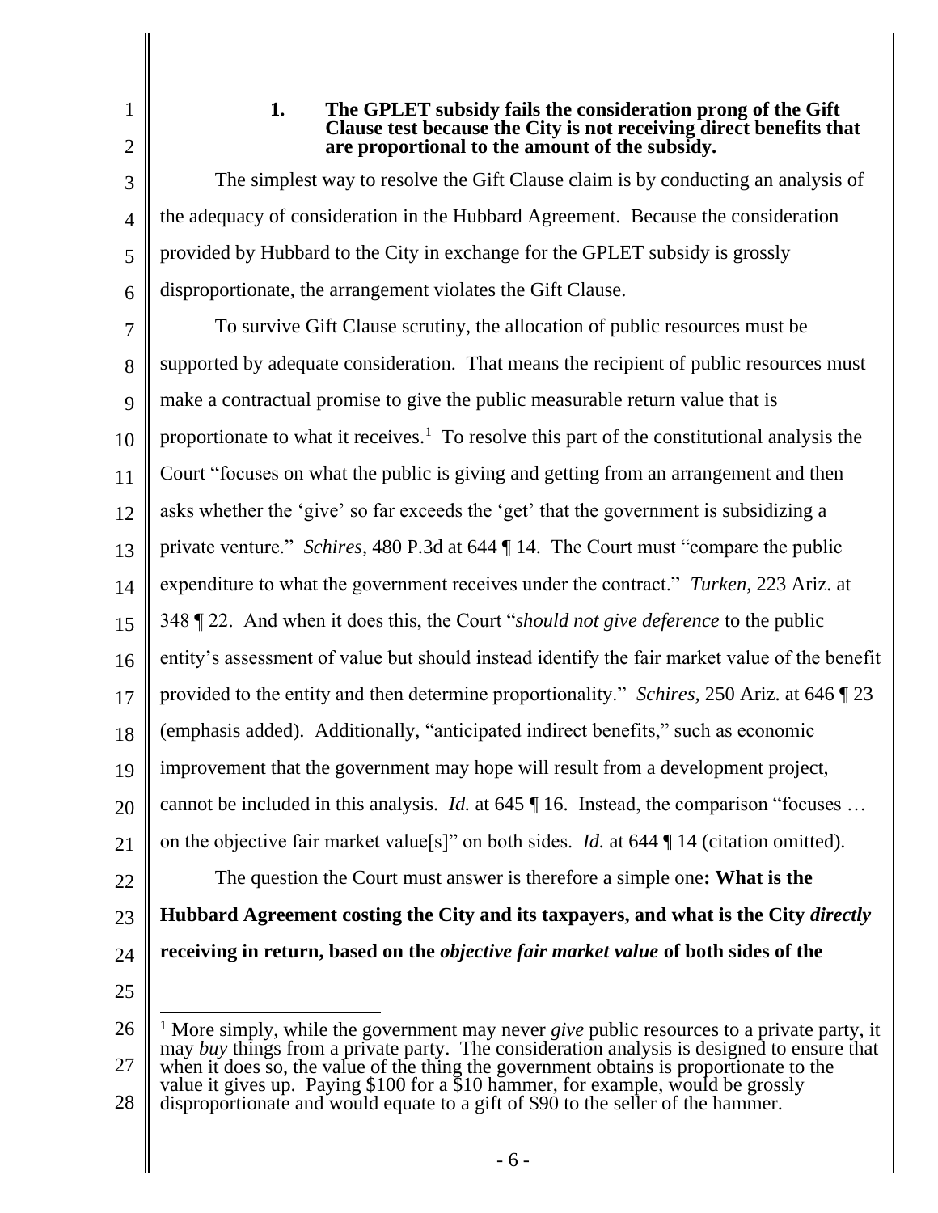### 1. The GPLET subsidy fails the consideration prong of the Gift Clause test because the City is not receiving direct benefits that are proportional to the amount of the subsidy.

The simplest way to resolve the Gift Clause claim is by conducting an analysis of the adequacy of consideration in the Hubbard Agreement. Because the consideration provided by Hubbard to the City in exchange for the GPLET subsidy is grossly disproportionate, the arrangement violates the Gift Clause.

To survive Gift Clause scrutiny, the allocation of public resources must be supported by adequate consideration. That means the recipient of public resources must make a contractual promise to give the public measurable return value that is proportionate to what it receives.[1] To resolve this part of the constitutional analysis the Court "focuses on what the public is giving and getting from an arrangement and then asks whether the 'give' so far exceeds the 'get' that the government is subsidizing a private venture." *Schires*, 480 P.3d at 644 ¶ 14. The Court must "compare the public expenditure to what the government receives under the contract." *Turken*, 223 Ariz. at 348 ¶ 22. And when it does this, the Court "*should not give deference* to the public entity's assessment of value but should instead identify the fair market value of the benefit provided to the entity and then determine proportionality." *Schires*, 250 Ariz. at 646 ¶ 23 (emphasis added). Additionally, "anticipated indirect benefits," such as economic improvement that the government may hope will result from a development project, cannot be included in this analysis. *Id.* at 645 ¶ 16. Instead, the comparison "focuses … on the objective fair market value[s]" on both sides. *Id.* at 644 ¶ 14 (citation omitted).

The question the Court must answer is therefore a simple one**: What is the Hubbard Agreement costing the City and its taxpayers, and what is the City *directly* receiving in return, based on the *objective fair market value* of both sides of the**

---

[1] More simply, while the government may never *give* public resources to a private party, it may *buy* things from a private party. The consideration analysis is designed to ensure that when it does so, the value of the thing the government obtains is proportionate to the value it gives up. Paying $100 for a $10 hammer, for example, would be grossly disproportionate and would equate to a gift of $90 to the seller of the hammer.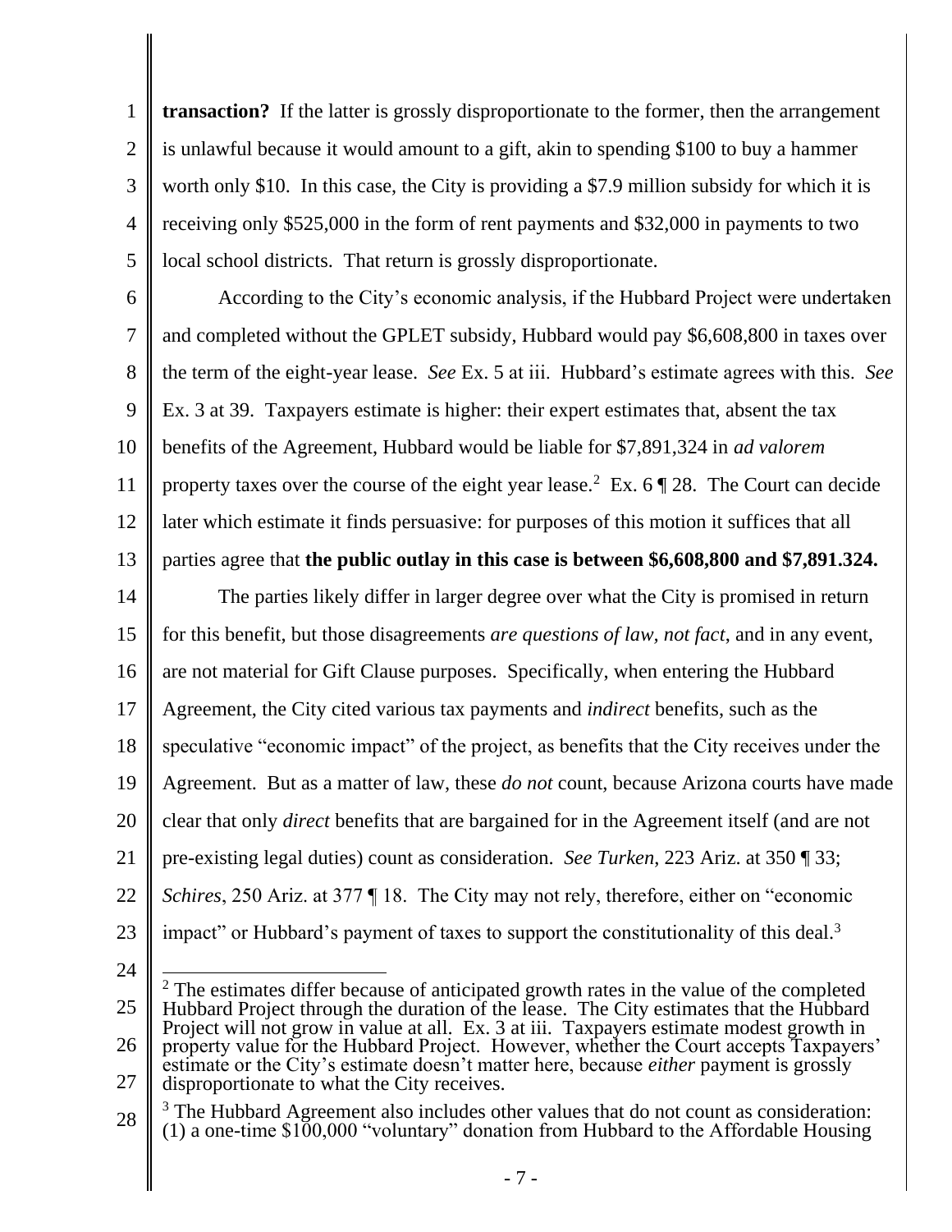**transaction?** If the latter is grossly disproportionate to the former, then the arrangement is unlawful because it would amount to a gift, akin to spending $100 to buy a hammer worth only $10. In this case, the City is providing a $7.9 million subsidy for which it is receiving only $525,000 in the form of rent payments and $32,000 in payments to two local school districts. That return is grossly disproportionate.

According to the City's economic analysis, if the Hubbard Project were undertaken and completed without the GPLET subsidy, Hubbard would pay $6,608,800 in taxes over the term of the eight-year lease. *See* Ex. 5 at iii. Hubbard's estimate agrees with this. *See* Ex. 3 at 39. Taxpayers estimate is higher: their expert estimates that, absent the tax benefits of the Agreement, Hubbard would be liable for $7,891,324 in *ad valorem* property taxes over the course of the eight year lease.[2] Ex. 6 ¶ 28. The Court can decide later which estimate it finds persuasive: for purposes of this motion it suffices that all parties agree that **the public outlay in this case is between $6,608,800 and $7,891.324.**

The parties likely differ in larger degree over what the City is promised in return for this benefit, but those disagreements *are questions of law, not fact*, and in any event, are not material for Gift Clause purposes. Specifically, when entering the Hubbard Agreement, the City cited various tax payments and *indirect* benefits, such as the speculative "economic impact" of the project, as benefits that the City receives under the Agreement. But as a matter of law, these *do not* count, because Arizona courts have made clear that only *direct* benefits that are bargained for in the Agreement itself (and are not pre-existing legal duties) count as consideration. *See Turken*, 223 Ariz. at 350 ¶ 33; *Schires*, 250 Ariz. at 377 ¶ 18. The City may not rely, therefore, either on "economic impact" or Hubbard's payment of taxes to support the constitutionality of this deal.[3]

---

[2] The estimates differ because of anticipated growth rates in the value of the completed Hubbard Project through the duration of the lease. The City estimates that the Hubbard Project will not grow in value at all. Ex. 3 at iii. Taxpayers estimate modest growth in property value for the Hubbard Project. However, whether the Court accepts Taxpayers' estimate or the City's estimate doesn't matter here, because *either* payment is grossly disproportionate to what the City receives.

[3] The Hubbard Agreement also includes other values that do not count as consideration: (1) a one-time $100,000 "voluntary" donation from Hubbard to the Affordable Housing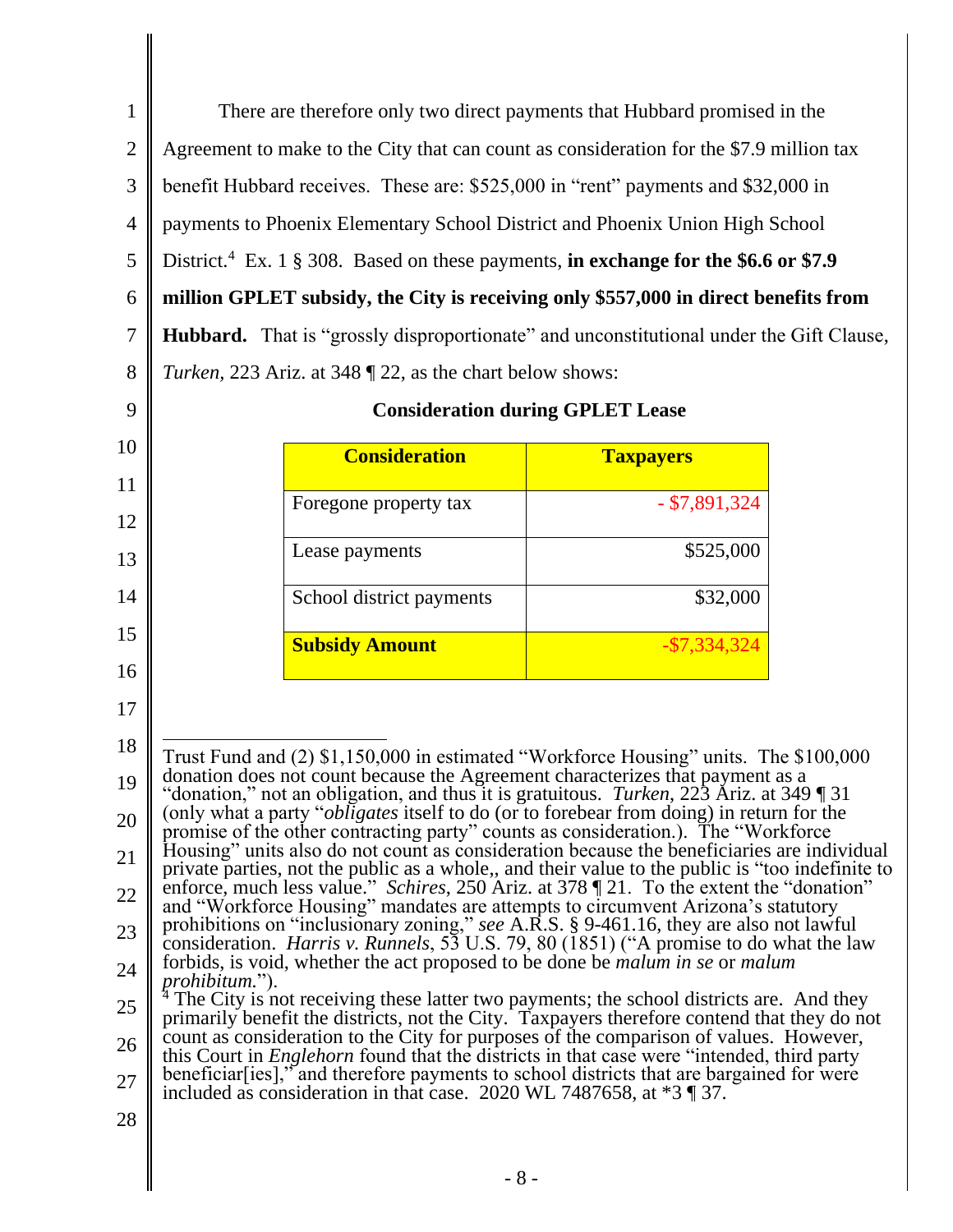There are therefore only two direct payments that Hubbard promised in the Agreement to make to the City that can count as consideration for the $7.9 million tax benefit Hubbard receives. These are: $525,000 in "rent" payments and $32,000 in payments to Phoenix Elementary School District and Phoenix Union High School District.[4] Ex. 1 § 308. Based on these payments, **in exchange for the $6.6 or $7.9 million GPLET subsidy, the City is receiving only $557,000 in direct benefits from Hubbard.** That is "grossly disproportionate" and unconstitutional under the Gift Clause, *Turken*, 223 Ariz. at 348 ¶ 22, as the chart below shows:

**Consideration during GPLET Lease**

| Consideration | Taxpayers |
|---|---:|
| Foregone property tax | - $7,891,324 |
| Lease payments | $525,000 |
| School district payments | $32,000 |
| **Subsidy Amount** | -$7,334,324 |

---

Trust Fund and (2) $1,150,000 in estimated "Workforce Housing" units. The $100,000 donation does not count because the Agreement characterizes that payment as a "donation," not an obligation, and thus it is gratuitous. *Turken*, 223 Ariz. at 349 ¶ 31 (only what a party "*obligates* itself to do (or to forebear from doing) in return for the promise of the other contracting party" counts as consideration.). The "Workforce Housing" units also do not count as consideration because the beneficiaries are individual private parties, not the public as a whole,, and their value to the public is "too indefinite to enforce, much less value." *Schires*, 250 Ariz. at 378 ¶ 21. To the extent the "donation" and "Workforce Housing" mandates are attempts to circumvent Arizona's statutory prohibitions on "inclusionary zoning," *see* A.R.S. § 9-461.16, they are also not lawful consideration. *Harris v. Runnels*, 53 U.S. 79, 80 (1851) ("A promise to do what the law forbids, is void, whether the act proposed to be done be *malum in se* or *malum prohibitum*.").

[4] The City is not receiving these latter two payments; the school districts are. And they primarily benefit the districts, not the City. Taxpayers therefore contend that they do not count as consideration to the City for purposes of the comparison of values. However, this Court in *Englehorn* found that the districts in that case were "intended, third party beneficiar[ies]," and therefore payments to school districts that are bargained for were included as consideration in that case. 2020 WL 7487658, at *3 ¶ 37.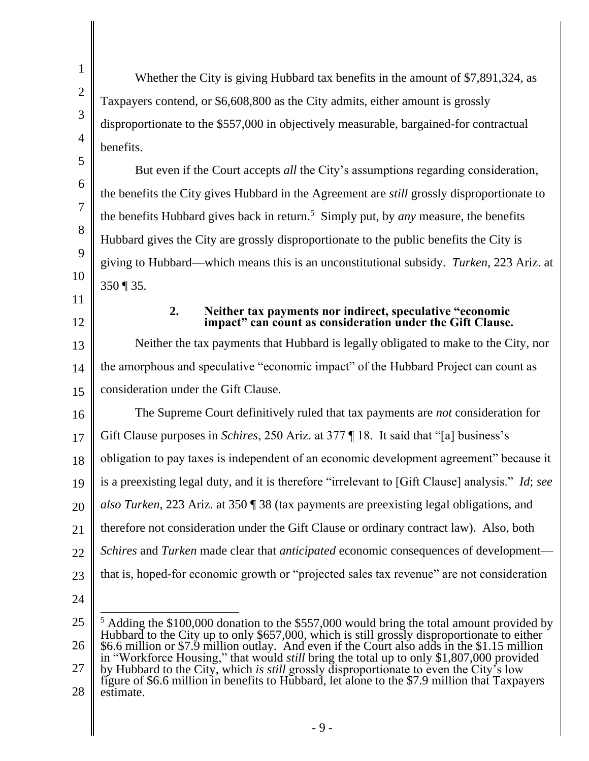Whether the City is giving Hubbard tax benefits in the amount of $7,891,324, as Taxpayers contend, or $6,608,800 as the City admits, either amount is grossly disproportionate to the $557,000 in objectively measurable, bargained-for contractual benefits.

But even if the Court accepts *all* the City's assumptions regarding consideration, the benefits the City gives Hubbard in the Agreement are *still* grossly disproportionate to the benefits Hubbard gives back in return.[5] Simply put, by *any* measure, the benefits Hubbard gives the City are grossly disproportionate to the public benefits the City is giving to Hubbard—which means this is an unconstitutional subsidy. *Turken*, 223 Ariz. at 350 ¶ 35.

### 2. Neither tax payments nor indirect, speculative "economic impact" can count as consideration under the Gift Clause.

Neither the tax payments that Hubbard is legally obligated to make to the City, nor the amorphous and speculative "economic impact" of the Hubbard Project can count as consideration under the Gift Clause.

The Supreme Court definitively ruled that tax payments are *not* consideration for Gift Clause purposes in *Schires*, 250 Ariz. at 377 ¶ 18. It said that "[a] business's obligation to pay taxes is independent of an economic development agreement" because it is a preexisting legal duty, and it is therefore "irrelevant to [Gift Clause] analysis." *Id*; *see also Turken*, 223 Ariz. at 350 ¶ 38 (tax payments are preexisting legal obligations, and therefore not consideration under the Gift Clause or ordinary contract law). Also, both *Schires* and *Turken* made clear that *anticipated* economic consequences of development—that is, hoped-for economic growth or "projected sales tax revenue" are not consideration

---

[5] Adding the $100,000 donation to the $557,000 would bring the total amount provided by Hubbard to the City up to only $657,000, which is still grossly disproportionate to either $6.6 million or $7.9 million outlay. And even if the Court also adds in the $1.15 million in "Workforce Housing," that would *still* bring the total up to only $1,807,000 provided by Hubbard to the City, which *is still* grossly disproportionate to even the City's low figure of $6.6 million in benefits to Hubbard, let alone to the $7.9 million that Taxpayers estimate.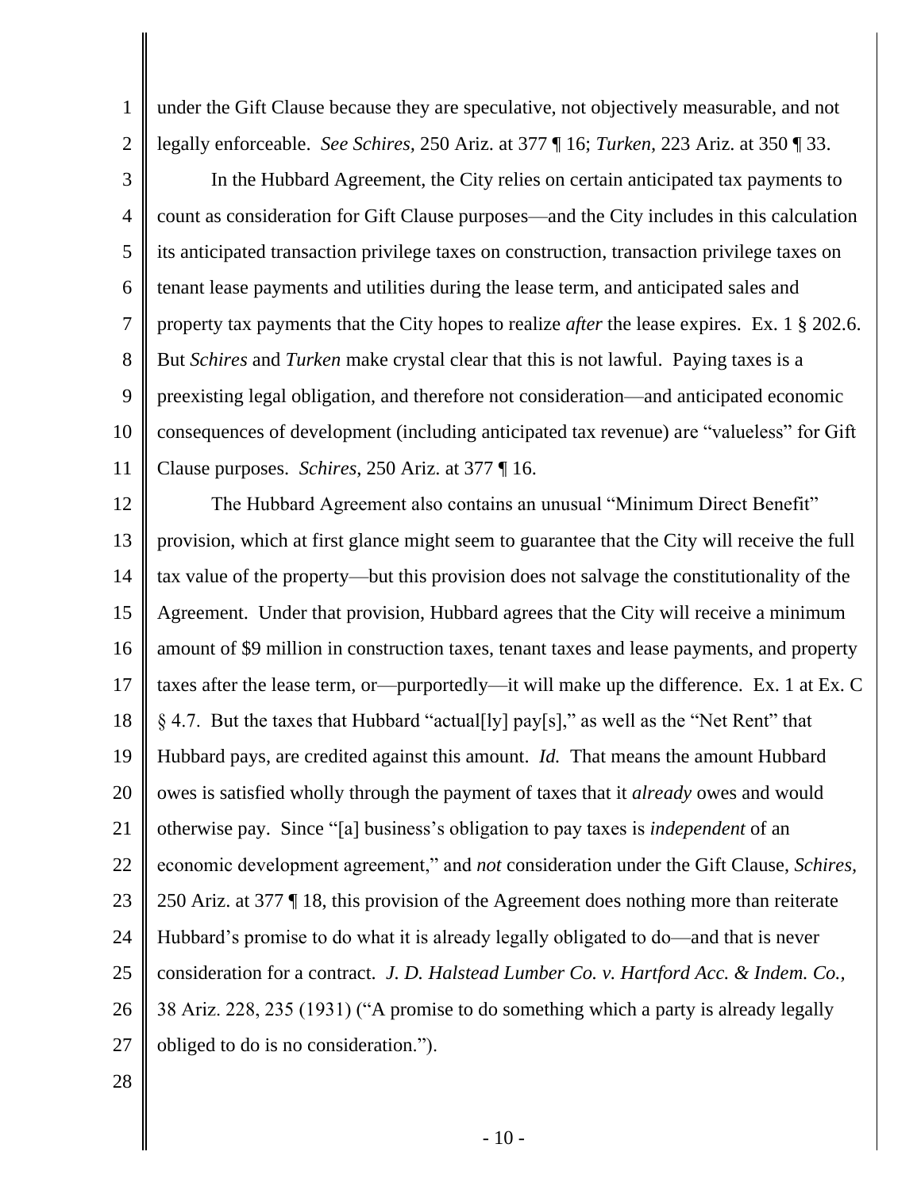under the Gift Clause because they are speculative, not objectively measurable, and not legally enforceable. *See Schires*, 250 Ariz. at 377 ¶ 16; *Turken*, 223 Ariz. at 350 ¶ 33.

In the Hubbard Agreement, the City relies on certain anticipated tax payments to count as consideration for Gift Clause purposes—and the City includes in this calculation its anticipated transaction privilege taxes on construction, transaction privilege taxes on tenant lease payments and utilities during the lease term, and anticipated sales and property tax payments that the City hopes to realize *after* the lease expires. Ex. 1 § 202.6. But *Schires* and *Turken* make crystal clear that this is not lawful. Paying taxes is a preexisting legal obligation, and therefore not consideration—and anticipated economic consequences of development (including anticipated tax revenue) are "valueless" for Gift Clause purposes. *Schires*, 250 Ariz. at 377 ¶ 16.

The Hubbard Agreement also contains an unusual "Minimum Direct Benefit" provision, which at first glance might seem to guarantee that the City will receive the full tax value of the property—but this provision does not salvage the constitutionality of the Agreement. Under that provision, Hubbard agrees that the City will receive a minimum amount of $9 million in construction taxes, tenant taxes and lease payments, and property taxes after the lease term, or—purportedly—it will make up the difference. Ex. 1 at Ex. C § 4.7. But the taxes that Hubbard "actual[ly] pay[s]," as well as the "Net Rent" that Hubbard pays, are credited against this amount. *Id.* That means the amount Hubbard owes is satisfied wholly through the payment of taxes that it *already* owes and would otherwise pay. Since "[a] business's obligation to pay taxes is *independent* of an economic development agreement," and *not* consideration under the Gift Clause, *Schires*, 250 Ariz. at 377 ¶ 18, this provision of the Agreement does nothing more than reiterate Hubbard's promise to do what it is already legally obligated to do—and that is never consideration for a contract. *J. D. Halstead Lumber Co. v. Hartford Acc. & Indem. Co.*, 38 Ariz. 228, 235 (1931) ("A promise to do something which a party is already legally obliged to do is no consideration.").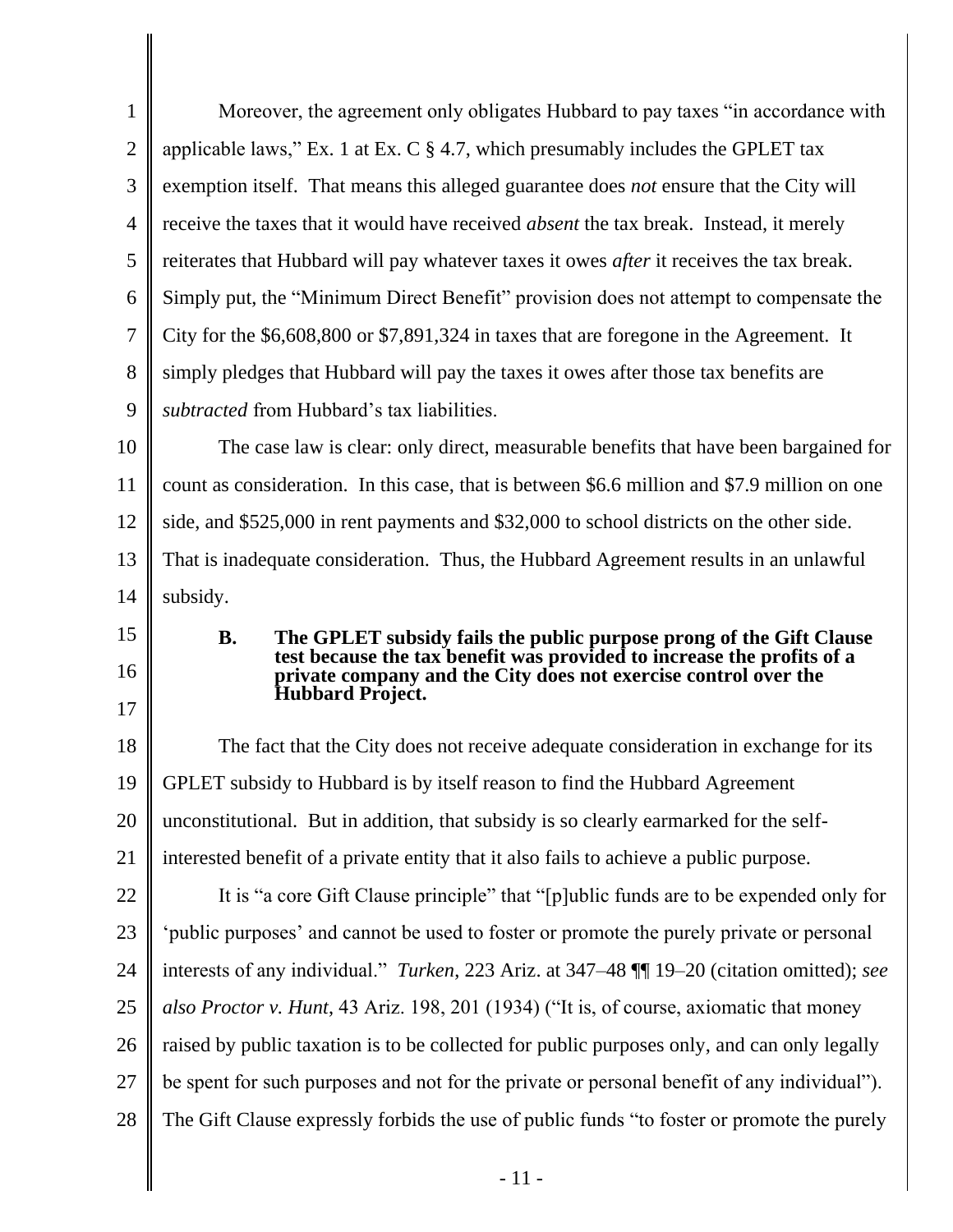Moreover, the agreement only obligates Hubbard to pay taxes "in accordance with applicable laws," Ex. 1 at Ex. C § 4.7, which presumably includes the GPLET tax exemption itself. That means this alleged guarantee does *not* ensure that the City will receive the taxes that it would have received *absent* the tax break. Instead, it merely reiterates that Hubbard will pay whatever taxes it owes *after* it receives the tax break. Simply put, the "Minimum Direct Benefit" provision does not attempt to compensate the City for the $6,608,800 or $7,891,324 in taxes that are foregone in the Agreement. It simply pledges that Hubbard will pay the taxes it owes after those tax benefits are *subtracted* from Hubbard's tax liabilities.

The case law is clear: only direct, measurable benefits that have been bargained for count as consideration. In this case, that is between $6.6 million and $7.9 million on one side, and $525,000 in rent payments and $32,000 to school districts on the other side. That is inadequate consideration. Thus, the Hubbard Agreement results in an unlawful subsidy.

### B. The GPLET subsidy fails the public purpose prong of the Gift Clause test because the tax benefit was provided to increase the profits of a private company and the City does not exercise control over the Hubbard Project.

The fact that the City does not receive adequate consideration in exchange for its GPLET subsidy to Hubbard is by itself reason to find the Hubbard Agreement unconstitutional. But in addition, that subsidy is so clearly earmarked for the self-interested benefit of a private entity that it also fails to achieve a public purpose.

It is "a core Gift Clause principle" that "[p]ublic funds are to be expended only for 'public purposes' and cannot be used to foster or promote the purely private or personal interests of any individual." *Turken*, 223 Ariz. at 347–48 ¶¶ 19–20 (citation omitted); *see also Proctor v. Hunt*, 43 Ariz. 198, 201 (1934) ("It is, of course, axiomatic that money raised by public taxation is to be collected for public purposes only, and can only legally be spent for such purposes and not for the private or personal benefit of any individual"). The Gift Clause expressly forbids the use of public funds "to foster or promote the purely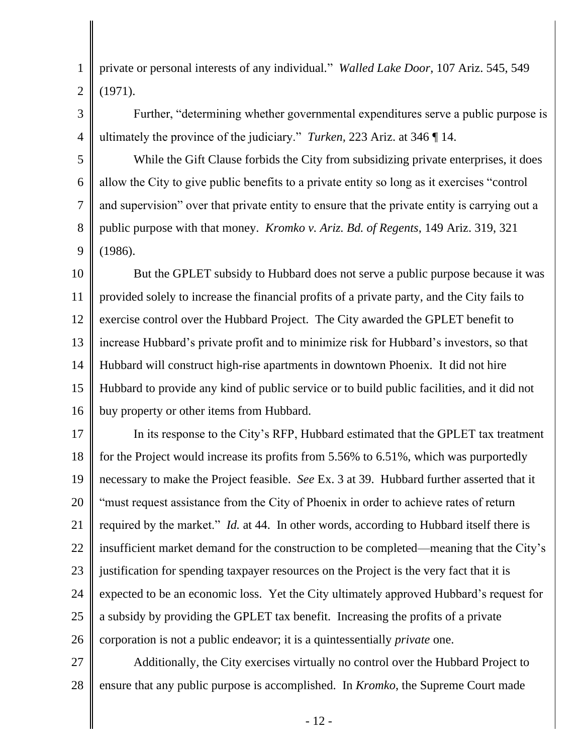private or personal interests of any individual." *Walled Lake Door*, 107 Ariz. 545, 549 (1971).

Further, "determining whether governmental expenditures serve a public purpose is ultimately the province of the judiciary." *Turken*, 223 Ariz. at 346 ¶ 14.

While the Gift Clause forbids the City from subsidizing private enterprises, it does allow the City to give public benefits to a private entity so long as it exercises "control and supervision" over that private entity to ensure that the private entity is carrying out a public purpose with that money. *Kromko v. Ariz. Bd. of Regents*, 149 Ariz. 319, 321 (1986).

But the GPLET subsidy to Hubbard does not serve a public purpose because it was provided solely to increase the financial profits of a private party, and the City fails to exercise control over the Hubbard Project. The City awarded the GPLET benefit to increase Hubbard's private profit and to minimize risk for Hubbard's investors, so that Hubbard will construct high-rise apartments in downtown Phoenix. It did not hire Hubbard to provide any kind of public service or to build public facilities, and it did not buy property or other items from Hubbard.

In its response to the City's RFP, Hubbard estimated that the GPLET tax treatment for the Project would increase its profits from 5.56% to 6.51%, which was purportedly necessary to make the Project feasible. *See* Ex. 3 at 39. Hubbard further asserted that it "must request assistance from the City of Phoenix in order to achieve rates of return required by the market." *Id.* at 44. In other words, according to Hubbard itself there is insufficient market demand for the construction to be completed—meaning that the City's justification for spending taxpayer resources on the Project is the very fact that it is expected to be an economic loss. Yet the City ultimately approved Hubbard's request for a subsidy by providing the GPLET tax benefit. Increasing the profits of a private corporation is not a public endeavor; it is a quintessentially *private* one.

Additionally, the City exercises virtually no control over the Hubbard Project to ensure that any public purpose is accomplished. In *Kromko*, the Supreme Court made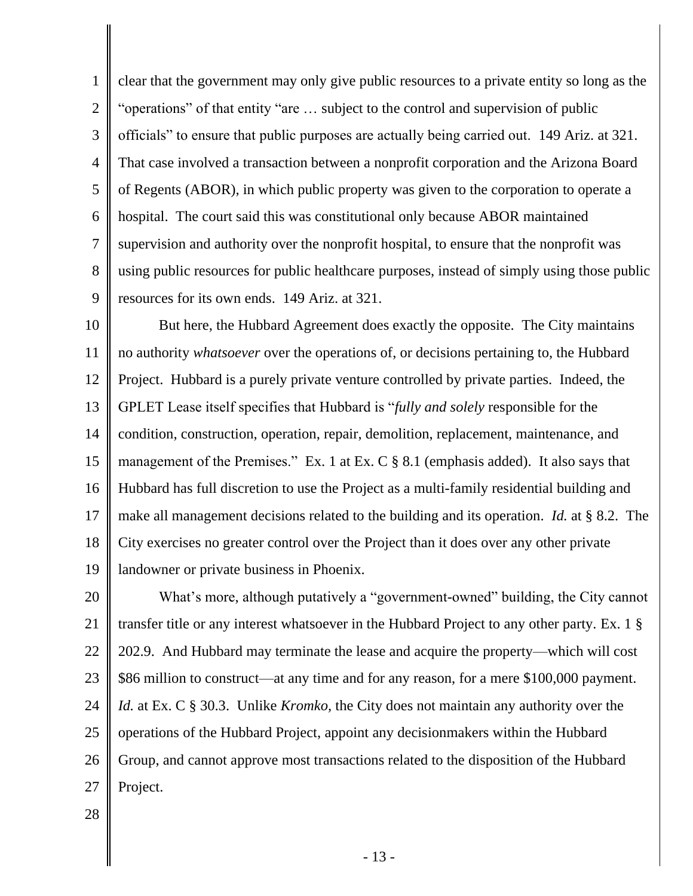clear that the government may only give public resources to a private entity so long as the "operations" of that entity "are … subject to the control and supervision of public officials" to ensure that public purposes are actually being carried out. 149 Ariz. at 321. That case involved a transaction between a nonprofit corporation and the Arizona Board of Regents (ABOR), in which public property was given to the corporation to operate a hospital. The court said this was constitutional only because ABOR maintained supervision and authority over the nonprofit hospital, to ensure that the nonprofit was using public resources for public healthcare purposes, instead of simply using those public resources for its own ends. 149 Ariz. at 321.

But here, the Hubbard Agreement does exactly the opposite. The City maintains no authority *whatsoever* over the operations of, or decisions pertaining to, the Hubbard Project. Hubbard is a purely private venture controlled by private parties. Indeed, the GPLET Lease itself specifies that Hubbard is "*fully and solely* responsible for the condition, construction, operation, repair, demolition, replacement, maintenance, and management of the Premises." Ex. 1 at Ex. C § 8.1 (emphasis added). It also says that Hubbard has full discretion to use the Project as a multi-family residential building and make all management decisions related to the building and its operation. *Id.* at § 8.2. The City exercises no greater control over the Project than it does over any other private landowner or private business in Phoenix.

What's more, although putatively a "government-owned" building, the City cannot transfer title or any interest whatsoever in the Hubbard Project to any other party. Ex. 1 § 202.9. And Hubbard may terminate the lease and acquire the property—which will cost $86 million to construct—at any time and for any reason, for a mere $100,000 payment. *Id.* at Ex. C § 30.3. Unlike *Kromko*, the City does not maintain any authority over the operations of the Hubbard Project, appoint any decisionmakers within the Hubbard Group, and cannot approve most transactions related to the disposition of the Hubbard Project.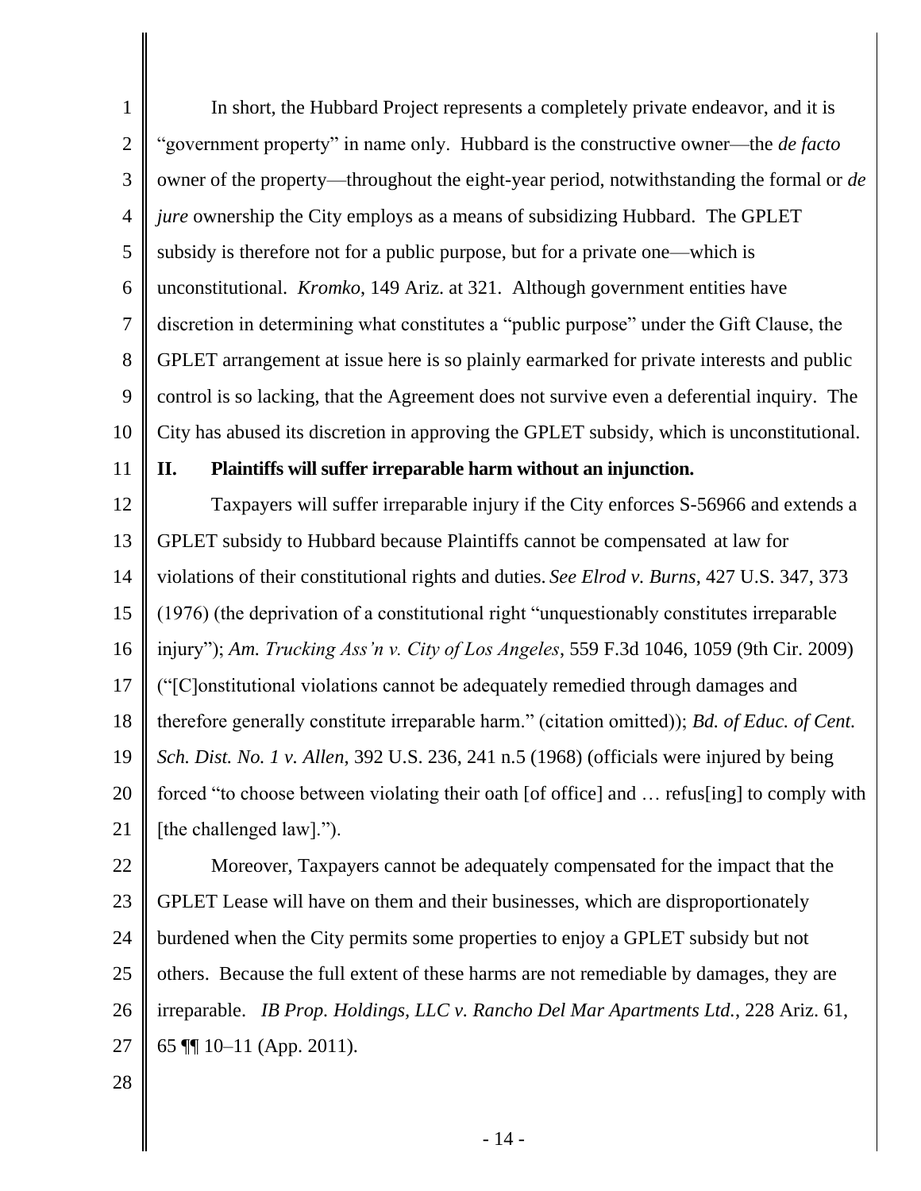In short, the Hubbard Project represents a completely private endeavor, and it is "government property" in name only. Hubbard is the constructive owner—the *de facto* owner of the property—throughout the eight-year period, notwithstanding the formal or *de jure* ownership the City employs as a means of subsidizing Hubbard. The GPLET subsidy is therefore not for a public purpose, but for a private one—which is unconstitutional. *Kromko*, 149 Ariz. at 321. Although government entities have discretion in determining what constitutes a "public purpose" under the Gift Clause, the GPLET arrangement at issue here is so plainly earmarked for private interests and public control is so lacking, that the Agreement does not survive even a deferential inquiry. The City has abused its discretion in approving the GPLET subsidy, which is unconstitutional.

## II. Plaintiffs will suffer irreparable harm without an injunction.

Taxpayers will suffer irreparable injury if the City enforces S-56966 and extends a GPLET subsidy to Hubbard because Plaintiffs cannot be compensated at law for violations of their constitutional rights and duties. *See Elrod v. Burns*, 427 U.S. 347, 373 (1976) (the deprivation of a constitutional right "unquestionably constitutes irreparable injury"); *Am. Trucking Ass'n v. City of Los Angeles*, 559 F.3d 1046, 1059 (9th Cir. 2009) ("[C]onstitutional violations cannot be adequately remedied through damages and therefore generally constitute irreparable harm." (citation omitted)); *Bd. of Educ. of Cent. Sch. Dist. No. 1 v. Allen*, 392 U.S. 236, 241 n.5 (1968) (officials were injured by being forced "to choose between violating their oath [of office] and … refus[ing] to comply with [the challenged law].").

Moreover, Taxpayers cannot be adequately compensated for the impact that the GPLET Lease will have on them and their businesses, which are disproportionately burdened when the City permits some properties to enjoy a GPLET subsidy but not others. Because the full extent of these harms are not remediable by damages, they are irreparable. *IB Prop. Holdings, LLC v. Rancho Del Mar Apartments Ltd.*, 228 Ariz. 61, 65 ¶¶ 10–11 (App. 2011).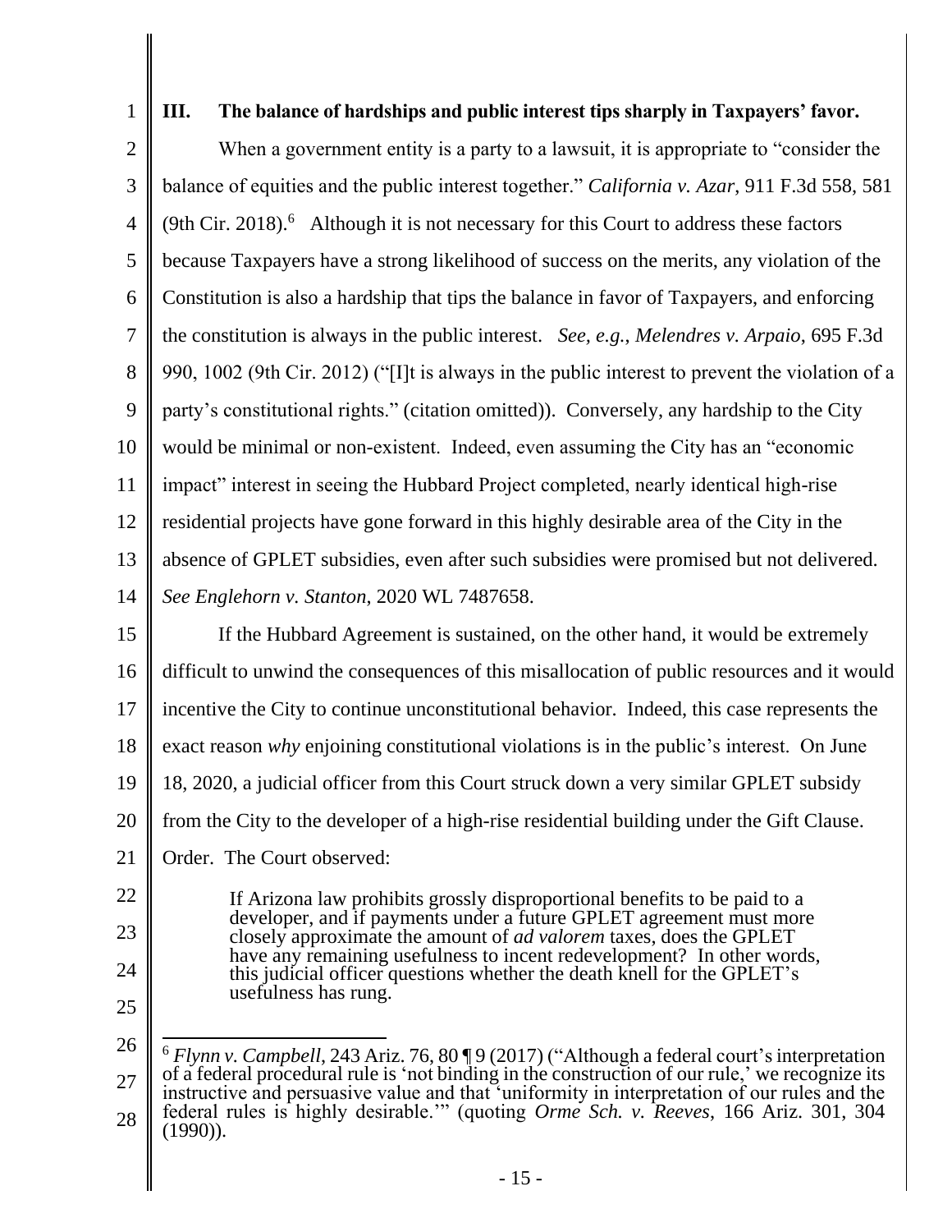## III. The balance of hardships and public interest tips sharply in Taxpayers' favor.

When a government entity is a party to a lawsuit, it is appropriate to "consider the balance of equities and the public interest together." *California v. Azar*, 911 F.3d 558, 581 (9th Cir. 2018).[6] Although it is not necessary for this Court to address these factors because Taxpayers have a strong likelihood of success on the merits, any violation of the Constitution is also a hardship that tips the balance in favor of Taxpayers, and enforcing the constitution is always in the public interest. *See, e.g.*, *Melendres v. Arpaio*, 695 F.3d 990, 1002 (9th Cir. 2012) ("[I]t is always in the public interest to prevent the violation of a party's constitutional rights." (citation omitted)). Conversely, any hardship to the City would be minimal or non-existent. Indeed, even assuming the City has an "economic impact" interest in seeing the Hubbard Project completed, nearly identical high-rise residential projects have gone forward in this highly desirable area of the City in the absence of GPLET subsidies, even after such subsidies were promised but not delivered. *See Englehorn v. Stanton*, 2020 WL 7487658.

If the Hubbard Agreement is sustained, on the other hand, it would be extremely difficult to unwind the consequences of this misallocation of public resources and it would incentive the City to continue unconstitutional behavior. Indeed, this case represents the exact reason *why* enjoining constitutional violations is in the public's interest. On June 18, 2020, a judicial officer from this Court struck down a very similar GPLET subsidy from the City to the developer of a high-rise residential building under the Gift Clause. Order. The Court observed:

> If Arizona law prohibits grossly disproportional benefits to be paid to a developer, and if payments under a future GPLET agreement must more closely approximate the amount of *ad valorem* taxes, does the GPLET have any remaining usefulness to incent redevelopment? In other words, this judicial officer questions whether the death knell for the GPLET's usefulness has rung.

---

[6] *Flynn v. Campbell*, 243 Ariz. 76, 80 ¶ 9 (2017) ("Although a federal court's interpretation of a federal procedural rule is 'not binding in the construction of our rule,' we recognize its instructive and persuasive value and that 'uniformity in interpretation of our rules and the federal rules is highly desirable.'" (quoting *Orme Sch. v. Reeves*, 166 Ariz. 301, 304 (1990)).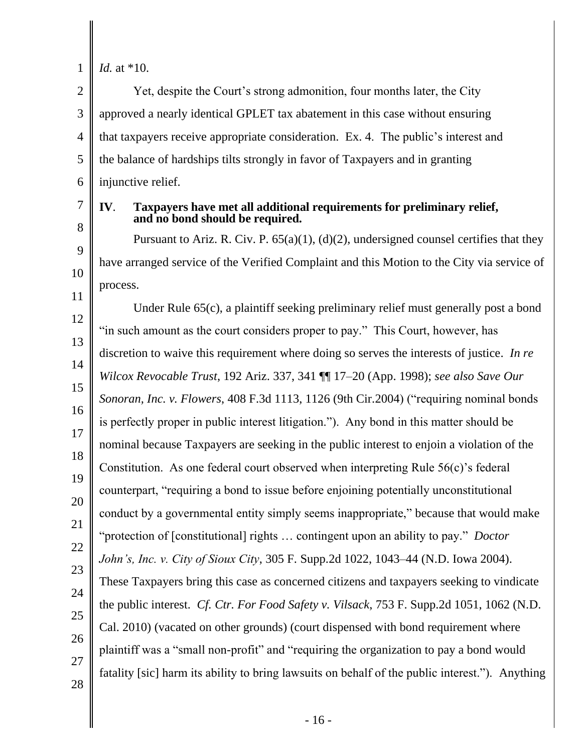*Id.* at *10.

Yet, despite the Court's strong admonition, four months later, the City approved a nearly identical GPLET tax abatement in this case without ensuring that taxpayers receive appropriate consideration. Ex. 4. The public's interest and the balance of hardships tilts strongly in favor of Taxpayers and in granting injunctive relief.

## IV. Taxpayers have met all additional requirements for preliminary relief, and no bond should be required.

Pursuant to Ariz. R. Civ. P. 65(a)(1), (d)(2), undersigned counsel certifies that they have arranged service of the Verified Complaint and this Motion to the City via service of process.

Under Rule 65(c), a plaintiff seeking preliminary relief must generally post a bond "in such amount as the court considers proper to pay." This Court, however, has discretion to waive this requirement where doing so serves the interests of justice. *In re Wilcox Revocable Trust*, 192 Ariz. 337, 341 ¶¶ 17–20 (App. 1998); *see also Save Our Sonoran, Inc. v. Flowers*, 408 F.3d 1113, 1126 (9th Cir.2004) ("requiring nominal bonds is perfectly proper in public interest litigation."). Any bond in this matter should be nominal because Taxpayers are seeking in the public interest to enjoin a violation of the Constitution. As one federal court observed when interpreting Rule 56(c)'s federal counterpart, "requiring a bond to issue before enjoining potentially unconstitutional conduct by a governmental entity simply seems inappropriate," because that would make "protection of [constitutional] rights … contingent upon an ability to pay." *Doctor John's, Inc. v. City of Sioux City*, 305 F. Supp.2d 1022, 1043–44 (N.D. Iowa 2004). These Taxpayers bring this case as concerned citizens and taxpayers seeking to vindicate the public interest. *Cf. Ctr. For Food Safety v. Vilsack*, 753 F. Supp.2d 1051, 1062 (N.D. Cal. 2010) (vacated on other grounds) (court dispensed with bond requirement where plaintiff was a "small non-profit" and "requiring the organization to pay a bond would fatality [sic] harm its ability to bring lawsuits on behalf of the public interest."). Anything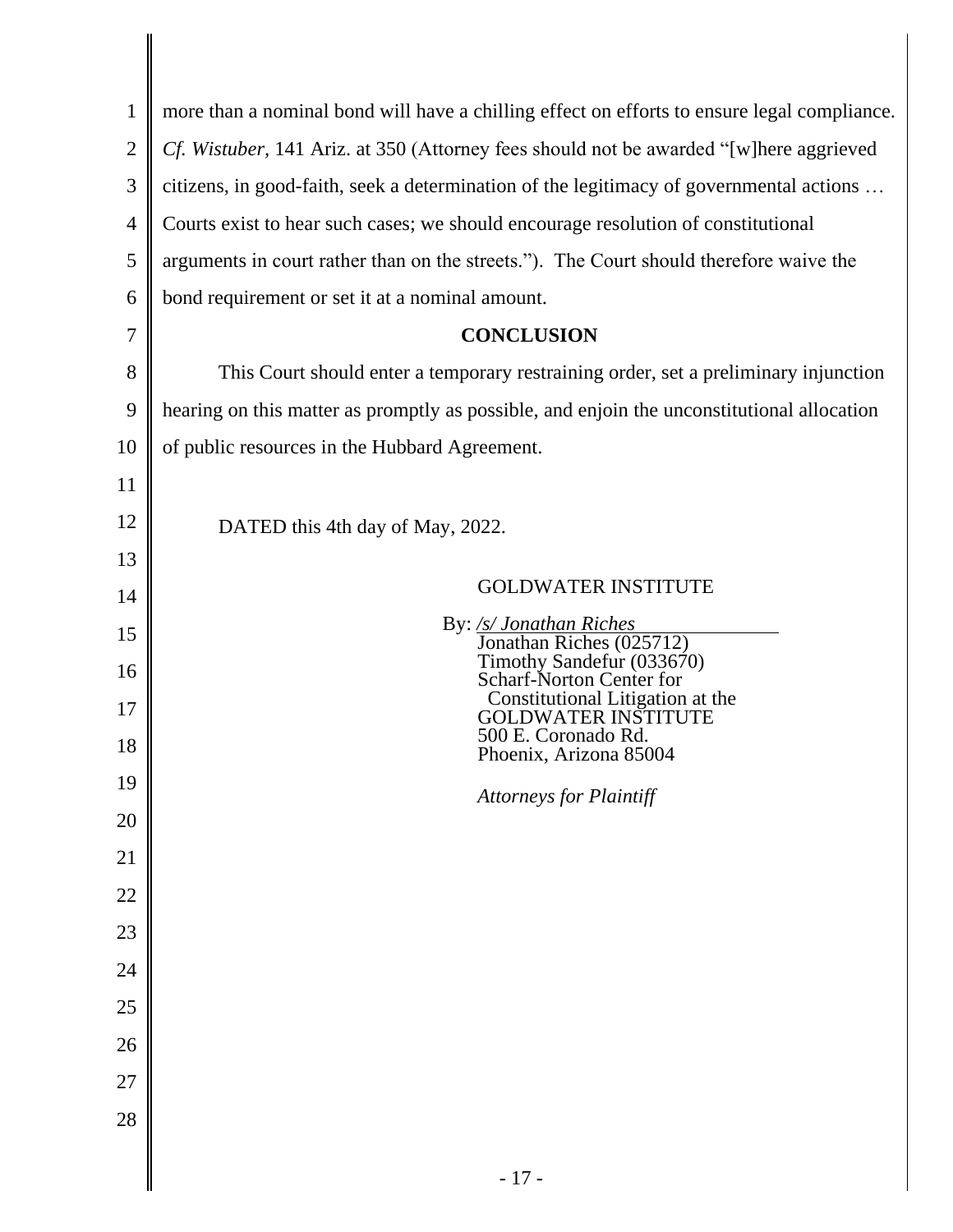more than a nominal bond will have a chilling effect on efforts to ensure legal compliance. *Cf. Wistuber*, 141 Ariz. at 350 (Attorney fees should not be awarded "[w]here aggrieved citizens, in good-faith, seek a determination of the legitimacy of governmental actions … Courts exist to hear such cases; we should encourage resolution of constitutional arguments in court rather than on the streets."). The Court should therefore waive the bond requirement or set it at a nominal amount.

## CONCLUSION

This Court should enter a temporary restraining order, set a preliminary injunction hearing on this matter as promptly as possible, and enjoin the unconstitutional allocation of public resources in the Hubbard Agreement.

DATED this 4th day of May, 2022.

GOLDWATER INSTITUTE

By: */s/ Jonathan Riches*
Jonathan Riches (025712)
Timothy Sandefur (033670)
Scharf-Norton Center for
Constitutional Litigation at the
GOLDWATER INSTITUTE
500 E. Coronado Rd.
Phoenix, Arizona 85004

*Attorneys for Plaintiff*